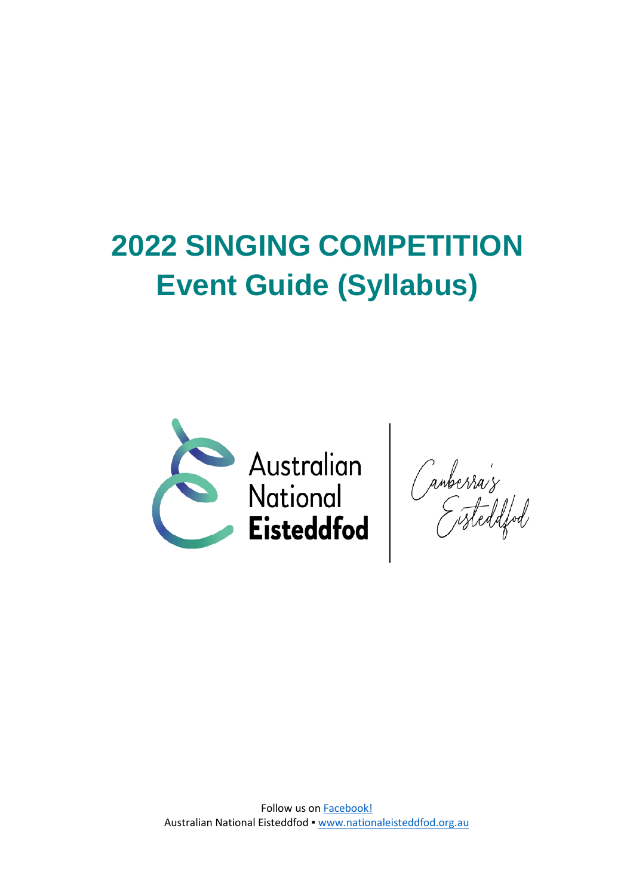# 2022 SINGING COMPETITION
# Event Guide (Syllabus)

Australian National **Eisteddfod**

*Canberra's Eisteddfod*

Follow us on [Facebook!](Facebook!)
Australian National Eisteddfod ▪ [www.nationaleisteddfod.org.au](www.nationaleisteddfod.org.au)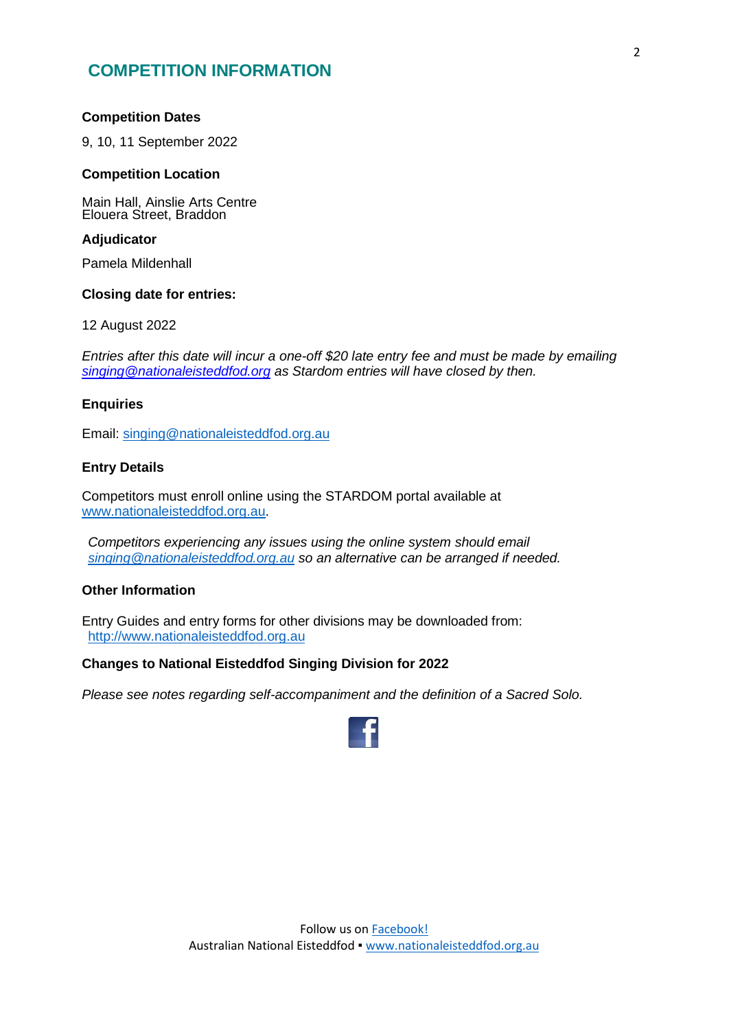## COMPETITION INFORMATION

**Competition Dates**

9, 10, 11 September 2022

**Competition Location**

Main Hall, Ainslie Arts Centre
Elouera Street, Braddon

**Adjudicator**

Pamela Mildenhall

**Closing date for entries:**

12 August 2022

*Entries after this date will incur a one-off $20 late entry fee and must be made by emailing [singing@nationaleisteddfod.org](mailto:singing@nationaleisteddfod.org) as Stardom entries will have closed by then.*

**Enquiries**

Email: [singing@nationaleisteddfod.org.au](mailto:singing@nationaleisteddfod.org.au)

**Entry Details**

Competitors must enroll online using the STARDOM portal available at [www.nationaleisteddfod.org.au](http://www.nationaleisteddfod.org.au).

*Competitors experiencing any issues using the online system should email [singing@nationaleisteddfod.org.au](mailto:singing@nationaleisteddfod.org.au) so an alternative can be arranged if needed.*

**Other Information**

Entry Guides and entry forms for other divisions may be downloaded from: [http://www.nationaleisteddfod.org.au](http://www.nationaleisteddfod.org.au)

**Changes to National Eisteddfod Singing Division for 2022**

*Please see notes regarding self-accompaniment and the definition of a Sacred Solo.*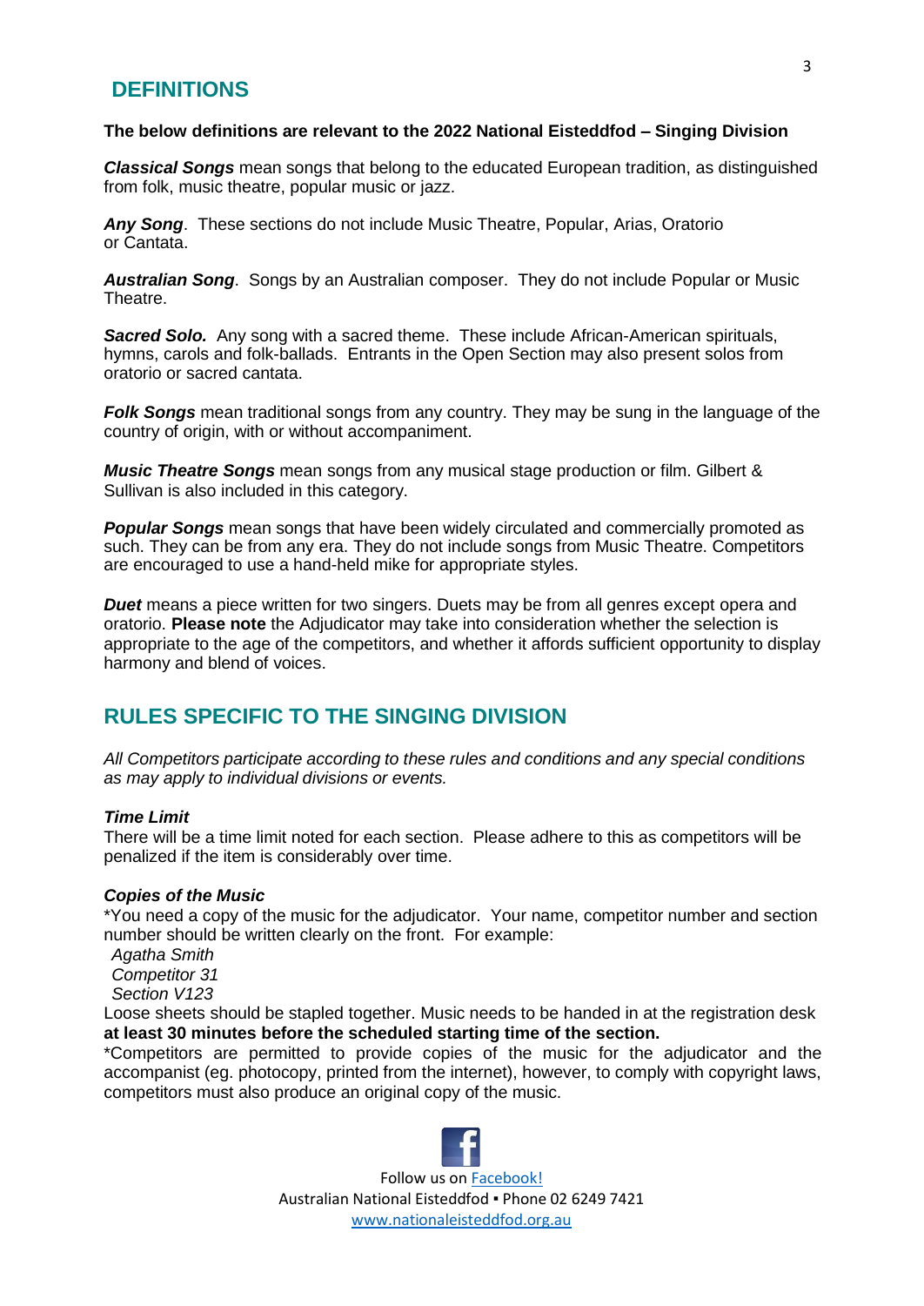# DEFINITIONS

**The below definitions are relevant to the 2022 National Eisteddfod – Singing Division**

***Classical Songs*** mean songs that belong to the educated European tradition, as distinguished from folk, music theatre, popular music or jazz.

***Any Song***. These sections do not include Music Theatre, Popular, Arias, Oratorio or Cantata.

***Australian Song***. Songs by an Australian composer. They do not include Popular or Music Theatre.

***Sacred Solo.*** Any song with a sacred theme. These include African-American spirituals, hymns, carols and folk-ballads. Entrants in the Open Section may also present solos from oratorio or sacred cantata.

***Folk Songs*** mean traditional songs from any country. They may be sung in the language of the country of origin, with or without accompaniment.

***Music Theatre Songs*** mean songs from any musical stage production or film. Gilbert & Sullivan is also included in this category.

***Popular Songs*** mean songs that have been widely circulated and commercially promoted as such. They can be from any era. They do not include songs from Music Theatre. Competitors are encouraged to use a hand-held mike for appropriate styles.

***Duet*** means a piece written for two singers. Duets may be from all genres except opera and oratorio. **Please note** the Adjudicator may take into consideration whether the selection is appropriate to the age of the competitors, and whether it affords sufficient opportunity to display harmony and blend of voices.

# RULES SPECIFIC TO THE SINGING DIVISION

*All Competitors participate according to these rules and conditions and any special conditions as may apply to individual divisions or events.*

***Time Limit***

There will be a time limit noted for each section. Please adhere to this as competitors will be penalized if the item is considerably over time.

***Copies of the Music***

*You need a copy of the music for the adjudicator. Your name, competitor number and section number should be written clearly on the front. For example:

*Agatha Smith*
*Competitor 31*
*Section V123*

Loose sheets should be stapled together. Music needs to be handed in at the registration desk **at least 30 minutes before the scheduled starting time of the section.**

*Competitors are permitted to provide copies of the music for the adjudicator and the accompanist (eg. photocopy, printed from the internet), however, to comply with copyright laws, competitors must also produce an original copy of the music.

Follow us on Facebook!
Australian National Eisteddfod ▪ Phone 02 6249 7421
www.nationaleisteddfod.org.au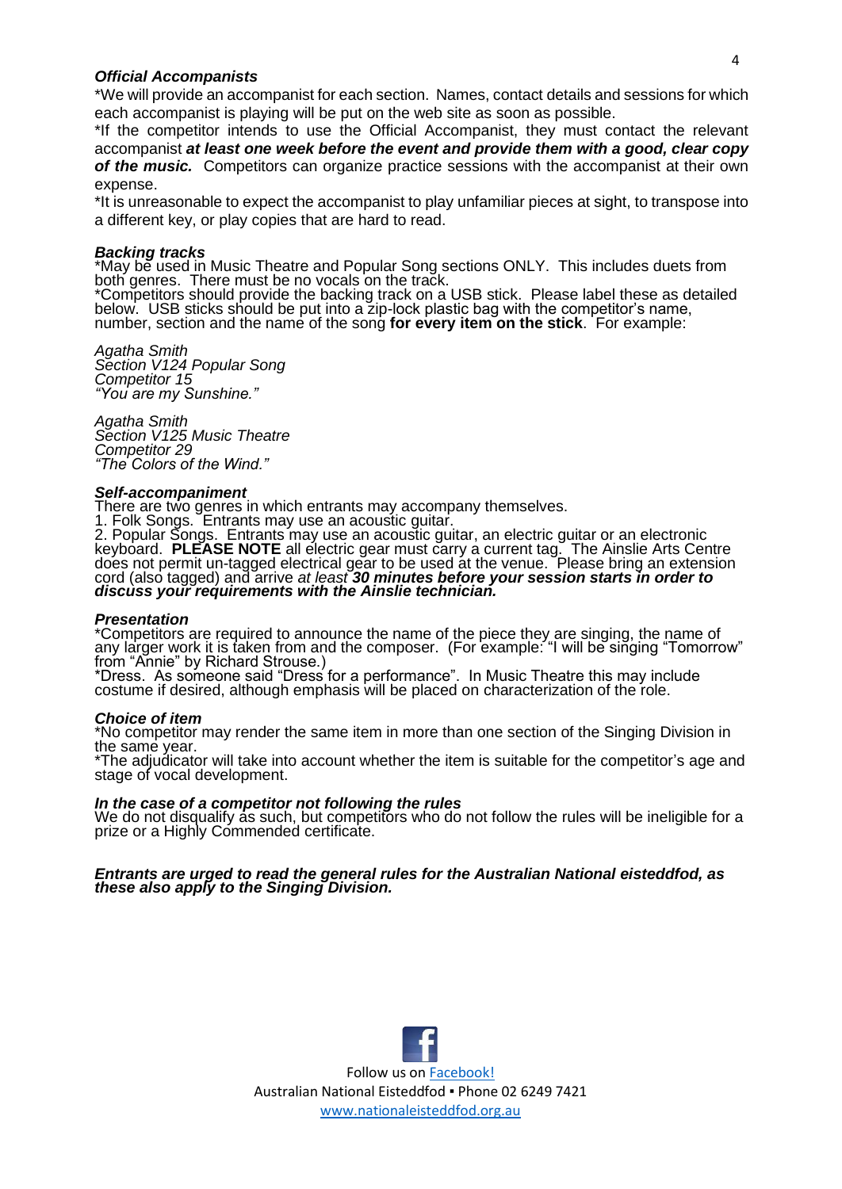### *Official Accompanists*

*We will provide an accompanist for each section. Names, contact details and sessions for which each accompanist is playing will be put on the web site as soon as possible.

*If the competitor intends to use the Official Accompanist, they must contact the relevant accompanist ***at least one week before the event and provide them with a good, clear copy of the music.*** Competitors can organize practice sessions with the accompanist at their own expense.

*It is unreasonable to expect the accompanist to play unfamiliar pieces at sight, to transpose into a different key, or play copies that are hard to read.

### *Backing tracks*

*May be used in Music Theatre and Popular Song sections ONLY. This includes duets from both genres. There must be no vocals on the track.

*Competitors should provide the backing track on a USB stick. Please label these as detailed below. USB sticks should be put into a zip-lock plastic bag with the competitor's name, number, section and the name of the song **for every item on the stick**. For example:

*Agatha Smith*
*Section V124 Popular Song*
*Competitor 15*
*"You are my Sunshine."*

*Agatha Smith*
*Section V125 Music Theatre*
*Competitor 29*
*"The Colors of the Wind."*

### *Self-accompaniment*

There are two genres in which entrants may accompany themselves.

1. Folk Songs. Entrants may use an acoustic guitar.
2. Popular Songs. Entrants may use an acoustic guitar, an electric guitar or an electronic keyboard. **PLEASE NOTE** all electric gear must carry a current tag. The Ainslie Arts Centre does not permit un-tagged electrical gear to be used at the venue. Please bring an extension cord (also tagged) and arrive *at least **30 minutes before your session starts in order to discuss your requirements with the Ainslie technician.***

### *Presentation*

*Competitors are required to announce the name of the piece they are singing, the name of any larger work it is taken from and the composer. (For example: "I will be singing "Tomorrow" from "Annie" by Richard Strouse.)

*Dress. As someone said "Dress for a performance". In Music Theatre this may include costume if desired, although emphasis will be placed on characterization of the role.

### *Choice of item*

*No competitor may render the same item in more than one section of the Singing Division in the same year.

*The adjudicator will take into account whether the item is suitable for the competitor's age and stage of vocal development.

### *In the case of a competitor not following the rules*

We do not disqualify as such, but competitors who do not follow the rules will be ineligible for a prize or a Highly Commended certificate.

***Entrants are urged to read the general rules for the Australian National eisteddfod, as these also apply to the Singing Division.***

Follow us on [Facebook!](#)
Australian National Eisteddfod ▪ Phone 02 6249 7421
[www.nationaleisteddfod.org.au](http://www.nationaleisteddfod.org.au)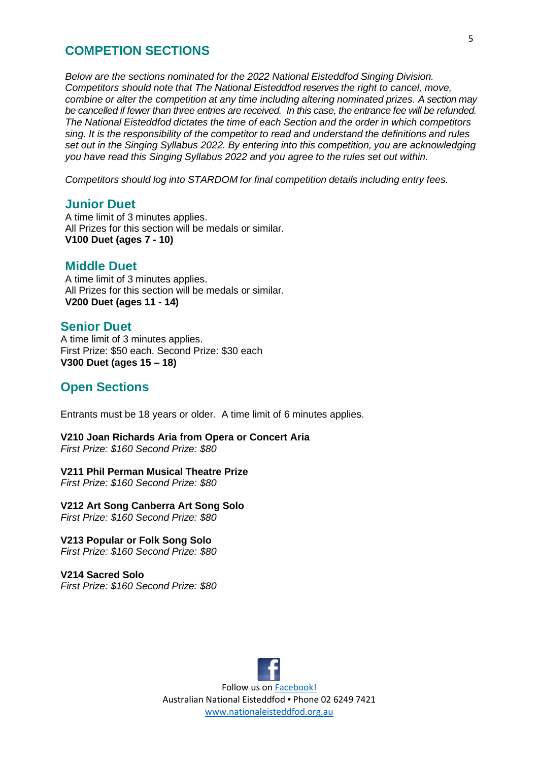## COMPETION SECTIONS

*Below are the sections nominated for the 2022 National Eisteddfod Singing Division. Competitors should note that The National Eisteddfod reserves the right to cancel, move, combine or alter the competition at any time including altering nominated prizes. A section may be cancelled if fewer than three entries are received. In this case, the entrance fee will be refunded. The National Eisteddfod dictates the time of each Section and the order in which competitors sing. It is the responsibility of the competitor to read and understand the definitions and rules set out in the Singing Syllabus 2022. By entering into this competition, you are acknowledging you have read this Singing Syllabus 2022 and you agree to the rules set out within.*

*Competitors should log into STARDOM for final competition details including entry fees.*

### Junior Duet

A time limit of 3 minutes applies.
All Prizes for this section will be medals or similar.
**V100 Duet (ages 7 - 10)**

### Middle Duet

A time limit of 3 minutes applies.
All Prizes for this section will be medals or similar.
**V200 Duet (ages 11 - 14)**

### Senior Duet

A time limit of 3 minutes applies.
First Prize: $50 each. Second Prize: $30 each
**V300 Duet (ages 15 – 18)**

### Open Sections

Entrants must be 18 years or older. A time limit of 6 minutes applies.

**V210 Joan Richards Aria from Opera or Concert Aria**
*First Prize: $160 Second Prize: $80*

**V211 Phil Perman Musical Theatre Prize**
*First Prize: $160 Second Prize: $80*

**V212 Art Song Canberra Art Song Solo**
*First Prize: $160 Second Prize: $80*

**V213 Popular or Folk Song Solo**
*First Prize: $160 Second Prize: $80*

**V214 Sacred Solo**
*First Prize: $160 Second Prize: $80*

Follow us on Facebook!
Australian National Eisteddfod ▪ Phone 02 6249 7421
www.nationaleisteddfod.org.au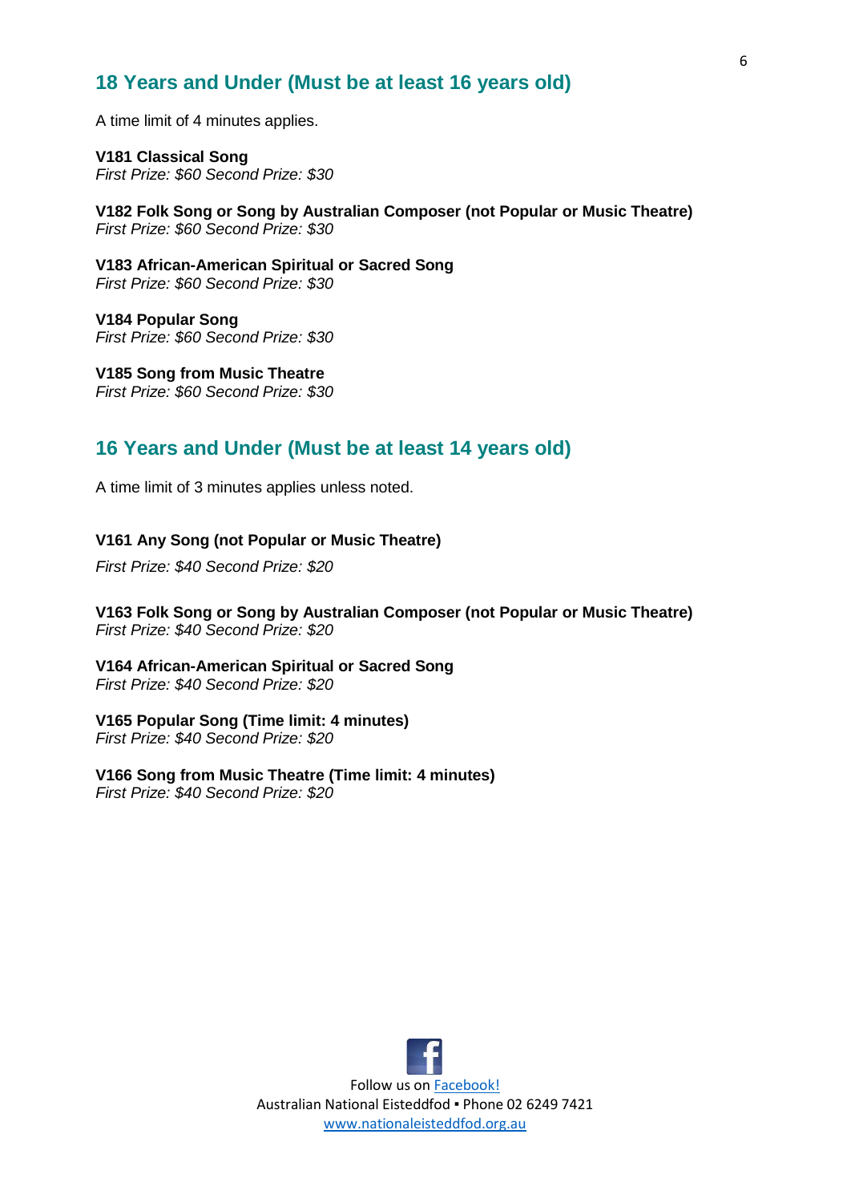## 18 Years and Under (Must be at least 16 years old)

A time limit of 4 minutes applies.

**V181 Classical Song**
*First Prize: $60 Second Prize: $30*

**V182 Folk Song or Song by Australian Composer (not Popular or Music Theatre)**
*First Prize: $60 Second Prize: $30*

**V183 African-American Spiritual or Sacred Song**
*First Prize: $60 Second Prize: $30*

**V184 Popular Song**
*First Prize: $60 Second Prize: $30*

**V185 Song from Music Theatre**
*First Prize: $60 Second Prize: $30*

## 16 Years and Under (Must be at least 14 years old)

A time limit of 3 minutes applies unless noted.

**V161 Any Song (not Popular or Music Theatre)**

*First Prize: $40 Second Prize: $20*

**V163 Folk Song or Song by Australian Composer (not Popular or Music Theatre)**
*First Prize: $40 Second Prize: $20*

**V164 African-American Spiritual or Sacred Song**
*First Prize: $40 Second Prize: $20*

**V165 Popular Song (Time limit: 4 minutes)**
*First Prize: $40 Second Prize: $20*

**V166 Song from Music Theatre (Time limit: 4 minutes)**
*First Prize: $40 Second Prize: $20*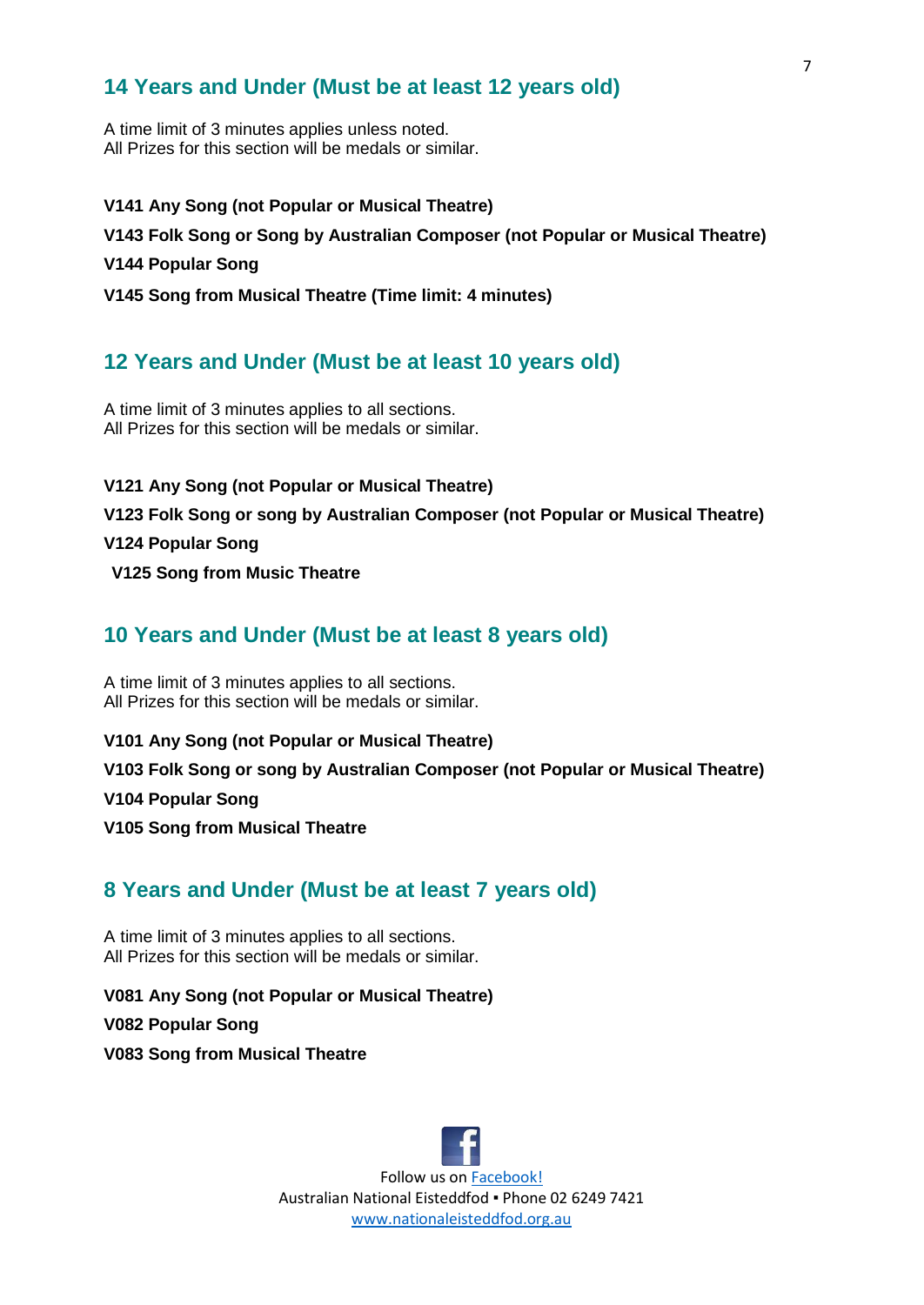## 14 Years and Under (Must be at least 12 years old)

A time limit of 3 minutes applies unless noted.
All Prizes for this section will be medals or similar.

**V141 Any Song (not Popular or Musical Theatre)**

**V143 Folk Song or Song by Australian Composer (not Popular or Musical Theatre)**

**V144 Popular Song**

**V145 Song from Musical Theatre (Time limit: 4 minutes)**

## 12 Years and Under (Must be at least 10 years old)

A time limit of 3 minutes applies to all sections.
All Prizes for this section will be medals or similar.

**V121 Any Song (not Popular or Musical Theatre)**

**V123 Folk Song or song by Australian Composer (not Popular or Musical Theatre)**

**V124 Popular Song**

**V125 Song from Music Theatre**

## 10 Years and Under (Must be at least 8 years old)

A time limit of 3 minutes applies to all sections.
All Prizes for this section will be medals or similar.

**V101 Any Song (not Popular or Musical Theatre)**

**V103 Folk Song or song by Australian Composer (not Popular or Musical Theatre)**

**V104 Popular Song**

**V105 Song from Musical Theatre**

## 8 Years and Under (Must be at least 7 years old)

A time limit of 3 minutes applies to all sections.
All Prizes for this section will be medals or similar.

**V081 Any Song (not Popular or Musical Theatre)**

**V082 Popular Song**

**V083 Song from Musical Theatre**

Follow us on [Facebook!](https://www.facebook.com)
Australian National Eisteddfod ▪ Phone 02 6249 7421
[www.nationaleisteddfod.org.au](http://www.nationaleisteddfod.org.au)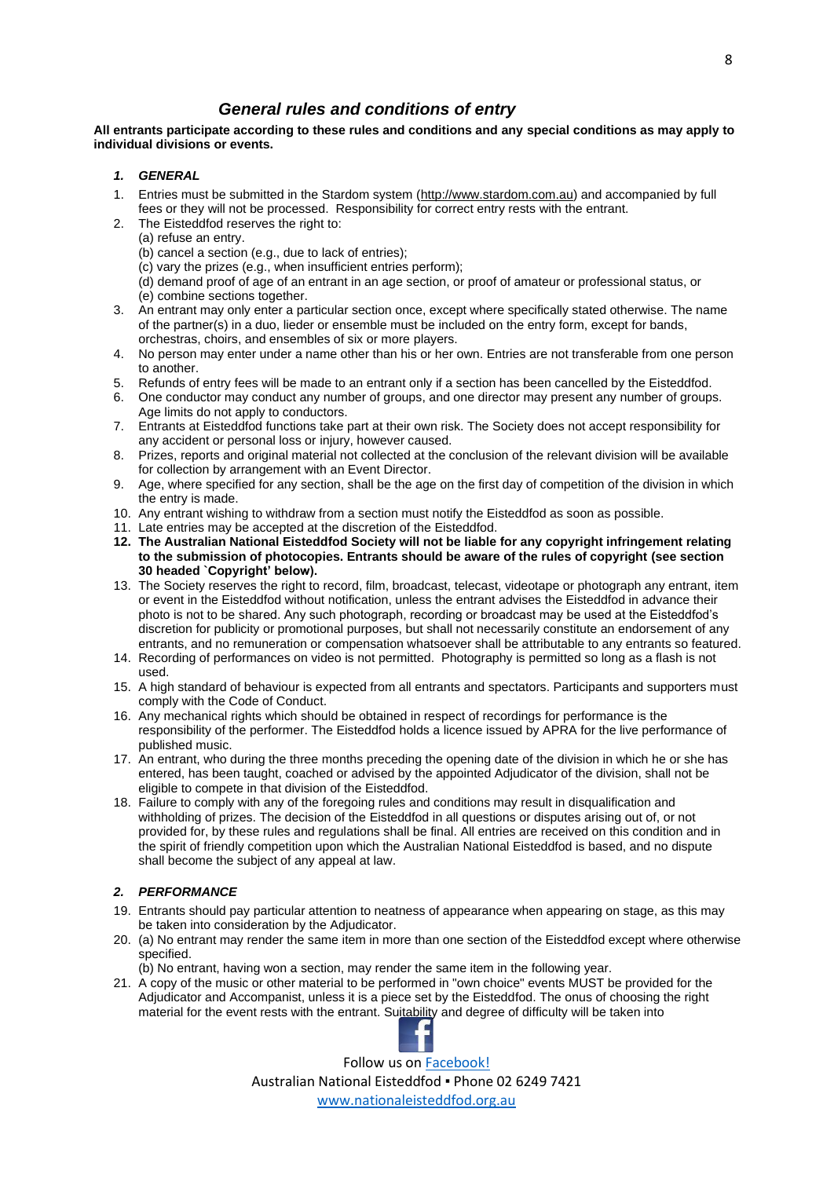## *General rules and conditions of entry*

**All entrants participate according to these rules and conditions and any special conditions as may apply to individual divisions or events.**

### *1. GENERAL*

1. Entries must be submitted in the Stardom system (http://www.stardom.com.au) and accompanied by full fees or they will not be processed. Responsibility for correct entry rests with the entrant.
2. The Eisteddfod reserves the right to:
   (a) refuse an entry.
   (b) cancel a section (e.g., due to lack of entries);
   (c) vary the prizes (e.g., when insufficient entries perform);
   (d) demand proof of age of an entrant in an age section, or proof of amateur or professional status, or
   (e) combine sections together.
3. An entrant may only enter a particular section once, except where specifically stated otherwise. The name of the partner(s) in a duo, lieder or ensemble must be included on the entry form, except for bands, orchestras, choirs, and ensembles of six or more players.
4. No person may enter under a name other than his or her own. Entries are not transferable from one person to another.
5. Refunds of entry fees will be made to an entrant only if a section has been cancelled by the Eisteddfod.
6. One conductor may conduct any number of groups, and one director may present any number of groups. Age limits do not apply to conductors.
7. Entrants at Eisteddfod functions take part at their own risk. The Society does not accept responsibility for any accident or personal loss or injury, however caused.
8. Prizes, reports and original material not collected at the conclusion of the relevant division will be available for collection by arrangement with an Event Director.
9. Age, where specified for any section, shall be the age on the first day of competition of the division in which the entry is made.
10. Any entrant wishing to withdraw from a section must notify the Eisteddfod as soon as possible.
11. Late entries may be accepted at the discretion of the Eisteddfod.
12. **The Australian National Eisteddfod Society will not be liable for any copyright infringement relating to the submission of photocopies. Entrants should be aware of the rules of copyright (see section 30 headed `Copyright' below).**
13. The Society reserves the right to record, film, broadcast, telecast, videotape or photograph any entrant, item or event in the Eisteddfod without notification, unless the entrant advises the Eisteddfod in advance their photo is not to be shared. Any such photograph, recording or broadcast may be used at the Eisteddfod's discretion for publicity or promotional purposes, but shall not necessarily constitute an endorsement of any entrants, and no remuneration or compensation whatsoever shall be attributable to any entrants so featured.
14. Recording of performances on video is not permitted. Photography is permitted so long as a flash is not used.
15. A high standard of behaviour is expected from all entrants and spectators. Participants and supporters must comply with the Code of Conduct.
16. Any mechanical rights which should be obtained in respect of recordings for performance is the responsibility of the performer. The Eisteddfod holds a licence issued by APRA for the live performance of published music.
17. An entrant, who during the three months preceding the opening date of the division in which he or she has entered, has been taught, coached or advised by the appointed Adjudicator of the division, shall not be eligible to compete in that division of the Eisteddfod.
18. Failure to comply with any of the foregoing rules and conditions may result in disqualification and withholding of prizes. The decision of the Eisteddfod in all questions or disputes arising out of, or not provided for, by these rules and regulations shall be final. All entries are received on this condition and in the spirit of friendly competition upon which the Australian National Eisteddfod is based, and no dispute shall become the subject of any appeal at law.

### *2. PERFORMANCE*

19. Entrants should pay particular attention to neatness of appearance when appearing on stage, as this may be taken into consideration by the Adjudicator.
20. (a) No entrant may render the same item in more than one section of the Eisteddfod except where otherwise specified.
    (b) No entrant, having won a section, may render the same item in the following year.
21. A copy of the music or other material to be performed in "own choice" events MUST be provided for the Adjudicator and Accompanist, unless it is a piece set by the Eisteddfod. The onus of choosing the right material for the event rests with the entrant. Suitability and degree of difficulty will be taken into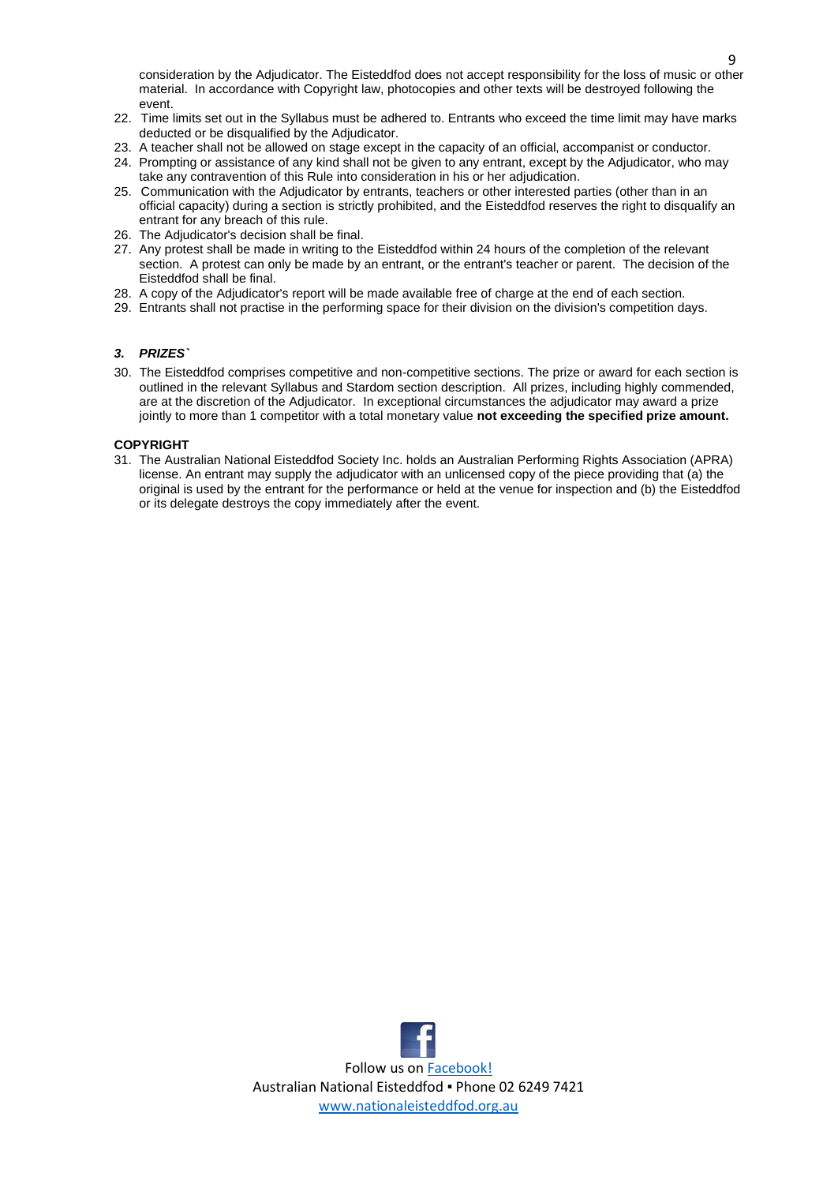consideration by the Adjudicator. The Eisteddfod does not accept responsibility for the loss of music or other material. In accordance with Copyright law, photocopies and other texts will be destroyed following the event.

22. Time limits set out in the Syllabus must be adhered to. Entrants who exceed the time limit may have marks deducted or be disqualified by the Adjudicator.
23. A teacher shall not be allowed on stage except in the capacity of an official, accompanist or conductor.
24. Prompting or assistance of any kind shall not be given to any entrant, except by the Adjudicator, who may take any contravention of this Rule into consideration in his or her adjudication.
25. Communication with the Adjudicator by entrants, teachers or other interested parties (other than in an official capacity) during a section is strictly prohibited, and the Eisteddfod reserves the right to disqualify an entrant for any breach of this rule.
26. The Adjudicator's decision shall be final.
27. Any protest shall be made in writing to the Eisteddfod within 24 hours of the completion of the relevant section. A protest can only be made by an entrant, or the entrant's teacher or parent. The decision of the Eisteddfod shall be final.
28. A copy of the Adjudicator's report will be made available free of charge at the end of each section.
29. Entrants shall not practise in the performing space for their division on the division's competition days.

### *3. PRIZES`*

30. The Eisteddfod comprises competitive and non-competitive sections. The prize or award for each section is outlined in the relevant Syllabus and Stardom section description. All prizes, including highly commended, are at the discretion of the Adjudicator. In exceptional circumstances the adjudicator may award a prize jointly to more than 1 competitor with a total monetary value **not exceeding the specified prize amount.**

### COPYRIGHT

31. The Australian National Eisteddfod Society Inc. holds an Australian Performing Rights Association (APRA) license. An entrant may supply the adjudicator with an unlicensed copy of the piece providing that (a) the original is used by the entrant for the performance or held at the venue for inspection and (b) the Eisteddfod or its delegate destroys the copy immediately after the event.

Follow us on Facebook!
Australian National Eisteddfod ▪ Phone 02 6249 7421
www.nationaleisteddfod.org.au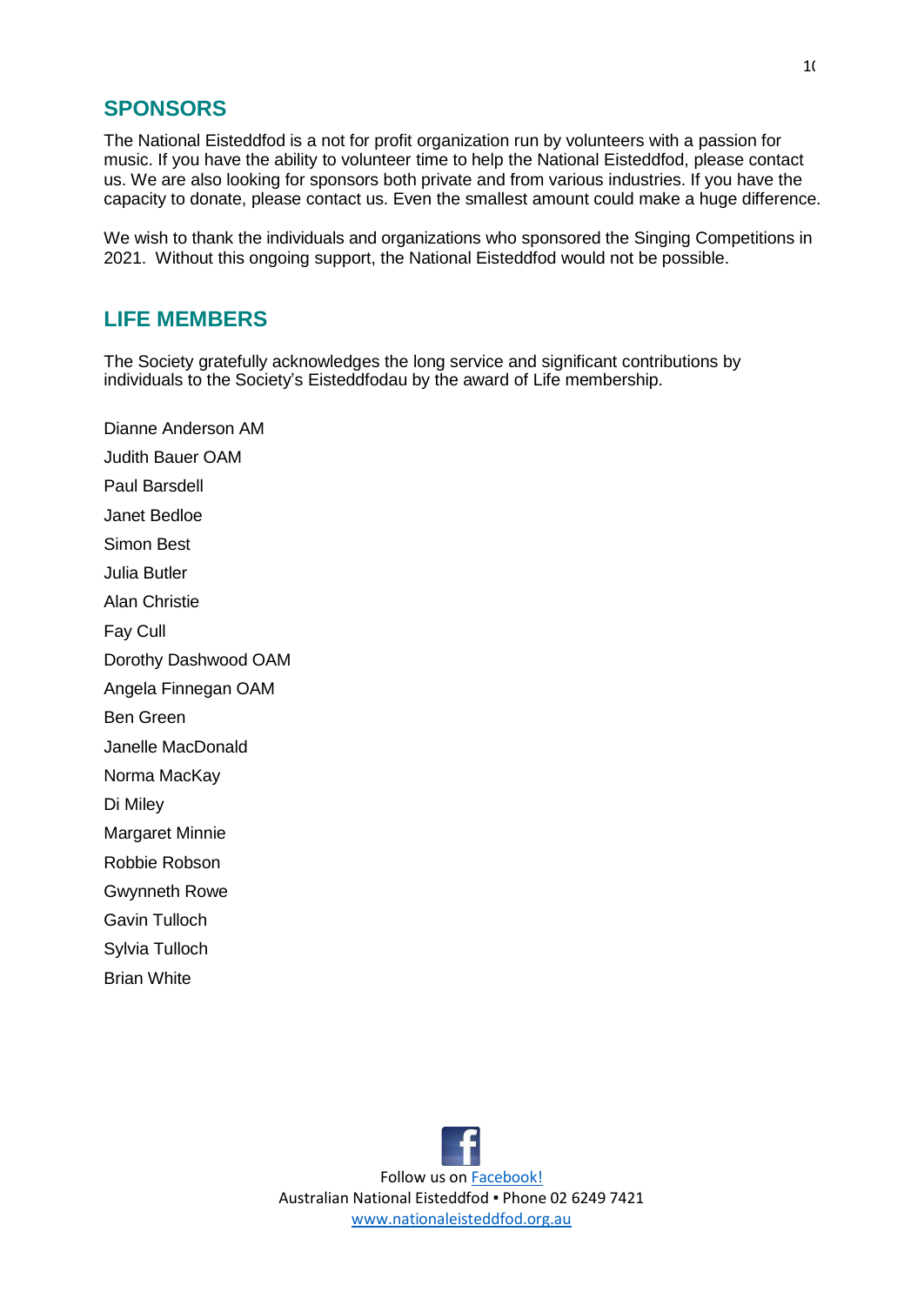## SPONSORS

The National Eisteddfod is a not for profit organization run by volunteers with a passion for music. If you have the ability to volunteer time to help the National Eisteddfod, please contact us. We are also looking for sponsors both private and from various industries. If you have the capacity to donate, please contact us. Even the smallest amount could make a huge difference.

We wish to thank the individuals and organizations who sponsored the Singing Competitions in 2021. Without this ongoing support, the National Eisteddfod would not be possible.

## LIFE MEMBERS

The Society gratefully acknowledges the long service and significant contributions by individuals to the Society's Eisteddfodau by the award of Life membership.

Dianne Anderson AM

Judith Bauer OAM

Paul Barsdell

Janet Bedloe

Simon Best

Julia Butler

Alan Christie

Fay Cull

Dorothy Dashwood OAM

Angela Finnegan OAM

Ben Green

Janelle MacDonald

Norma MacKay

Di Miley

Margaret Minnie

Robbie Robson

Gwynneth Rowe

Gavin Tulloch

Sylvia Tulloch

Brian White

Follow us on [Facebook!](#)
Australian National Eisteddfod ▪ Phone 02 6249 7421
[www.nationaleisteddfod.org.au](http://www.nationaleisteddfod.org.au)